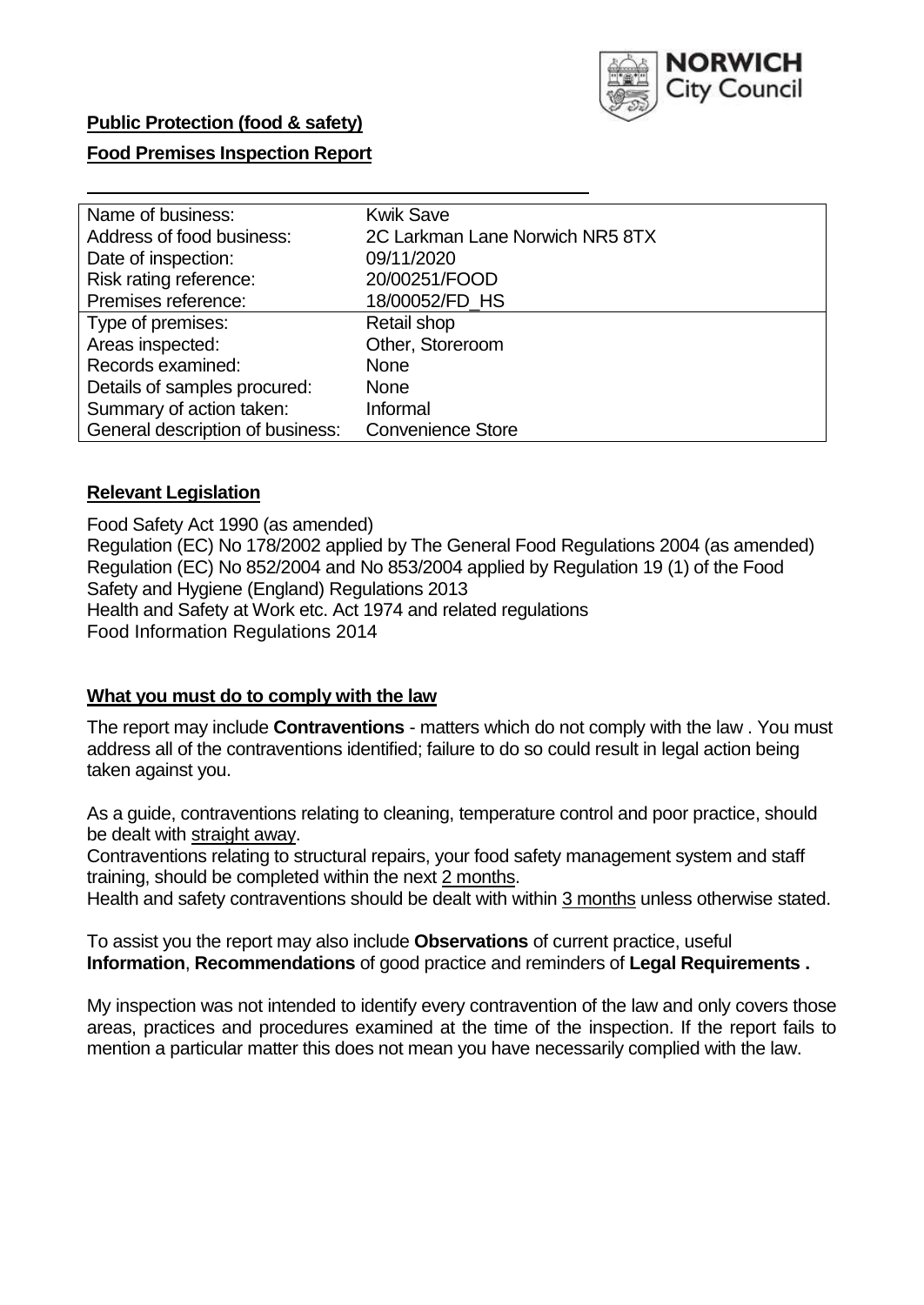**Public Protection (food & safety)**

**Food Premises Inspection Report**

| Name of business: | Kwik Save |
|---|---|
| Address of food business: | 2C Larkman Lane Norwich NR5 8TX |
| Date of inspection: | 09/11/2020 |
| Risk rating reference: | 20/00251/FOOD |
| Premises reference: | 18/00052/FD_HS |
| Type of premises: | Retail shop |
| Areas inspected: | Other, Storeroom |
| Records examined: | None |
| Details of samples procured: | None |
| Summary of action taken: | Informal |
| General description of business: | Convenience Store |

## Relevant Legislation

Food Safety Act 1990 (as amended)
Regulation (EC) No 178/2002 applied by The General Food Regulations 2004 (as amended)
Regulation (EC) No 852/2004 and No 853/2004 applied by Regulation 19 (1) of the Food Safety and Hygiene (England) Regulations 2013
Health and Safety at Work etc. Act 1974 and related regulations
Food Information Regulations 2014

## What you must do to comply with the law

The report may include **Contraventions** - matters which do not comply with the law . You must address all of the contraventions identified; failure to do so could result in legal action being taken against you.

As a guide, contraventions relating to cleaning, temperature control and poor practice, should be dealt with straight away.

Contraventions relating to structural repairs, your food safety management system and staff training, should be completed within the next 2 months.

Health and safety contraventions should be dealt with within 3 months unless otherwise stated.

To assist you the report may also include **Observations** of current practice, useful **Information**, **Recommendations** of good practice and reminders of **Legal Requirements .**

My inspection was not intended to identify every contravention of the law and only covers those areas, practices and procedures examined at the time of the inspection. If the report fails to mention a particular matter this does not mean you have necessarily complied with the law.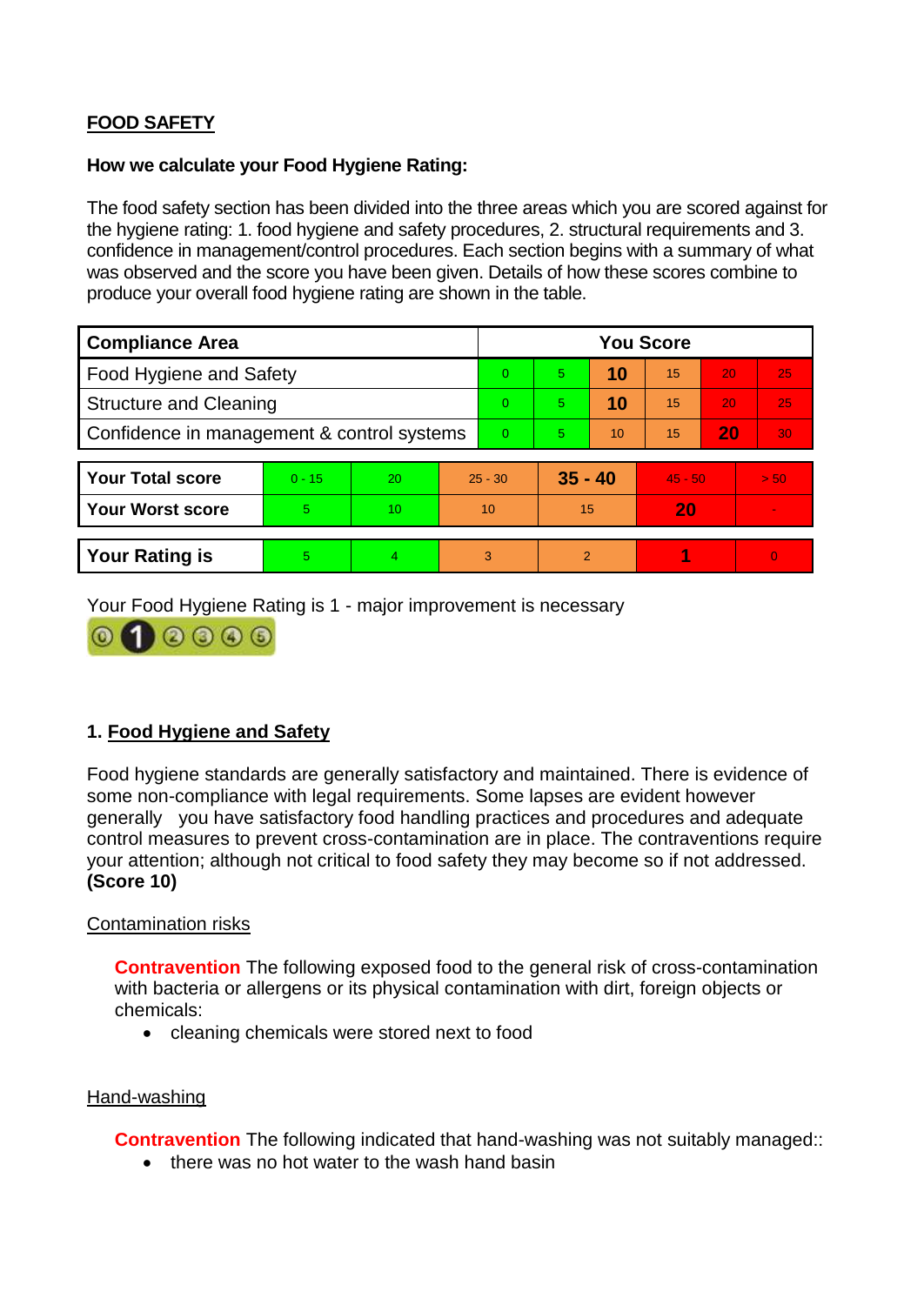## FOOD SAFETY

**How we calculate your Food Hygiene Rating:**

The food safety section has been divided into the three areas which you are scored against for the hygiene rating: 1. food hygiene and safety procedures, 2. structural requirements and 3. confidence in management/control procedures. Each section begins with a summary of what was observed and the score you have been given. Details of how these scores combine to produce your overall food hygiene rating are shown in the table.

| Compliance Area | You Score | | | | | |
|---|---|---|---|---|---|---|
| Food Hygiene and Safety | 0 | 5 | **10** | 15 | 20 | 25 |
| Structure and Cleaning | 0 | 5 | **10** | 15 | 20 | 25 |
| Confidence in management & control systems | 0 | 5 | 10 | 15 | **20** | 30 |

| | | | | | | |
|---|---|---|---|---|---|---|
| **Your Total score** | 0 - 15 | 20 | 25 - 30 | **35 - 40** | 45 - 50 | > 50 |
| **Your Worst score** | 5 | 10 | 10 | 15 | **20** | - |
| **Your Rating is** | 5 | 4 | 3 | 2 | **1** | 0 |

Your Food Hygiene Rating is 1 - major improvement is necessary

### 1. Food Hygiene and Safety

Food hygiene standards are generally satisfactory and maintained. There is evidence of some non-compliance with legal requirements. Some lapses are evident however generally you have satisfactory food handling practices and procedures and adequate control measures to prevent cross-contamination are in place. The contraventions require your attention; although not critical to food safety they may become so if not addressed. **(Score 10)**

Contamination risks

**Contravention** The following exposed food to the general risk of cross-contamination with bacteria or allergens or its physical contamination with dirt, foreign objects or chemicals:

- cleaning chemicals were stored next to food

Hand-washing

**Contravention** The following indicated that hand-washing was not suitably managed::

- there was no hot water to the wash hand basin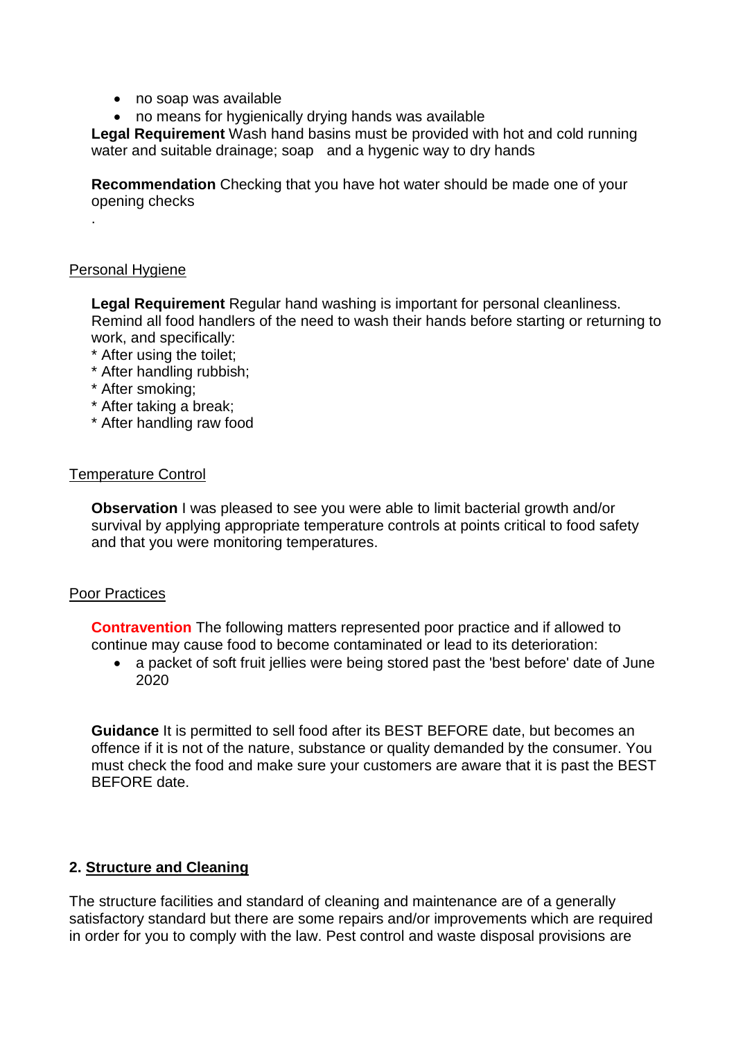- no soap was available
- no means for hygienically drying hands was available

**Legal Requirement** Wash hand basins must be provided with hot and cold running water and suitable drainage; soap and a hygenic way to dry hands

**Recommendation** Checking that you have hot water should be made one of your opening checks

.

Personal Hygiene

**Legal Requirement** Regular hand washing is important for personal cleanliness. Remind all food handlers of the need to wash their hands before starting or returning to work, and specifically:
* After using the toilet;
* After handling rubbish;
* After smoking;
* After taking a break;
* After handling raw food

Temperature Control

**Observation** I was pleased to see you were able to limit bacterial growth and/or survival by applying appropriate temperature controls at points critical to food safety and that you were monitoring temperatures.

Poor Practices

**Contravention** The following matters represented poor practice and if allowed to continue may cause food to become contaminated or lead to its deterioration:

- a packet of soft fruit jellies were being stored past the 'best before' date of June 2020

**Guidance** It is permitted to sell food after its BEST BEFORE date, but becomes an offence if it is not of the nature, substance or quality demanded by the consumer. You must check the food and make sure your customers are aware that it is past the BEST BEFORE date.

## 2. Structure and Cleaning

The structure facilities and standard of cleaning and maintenance are of a generally satisfactory standard but there are some repairs and/or improvements which are required in order for you to comply with the law. Pest control and waste disposal provisions are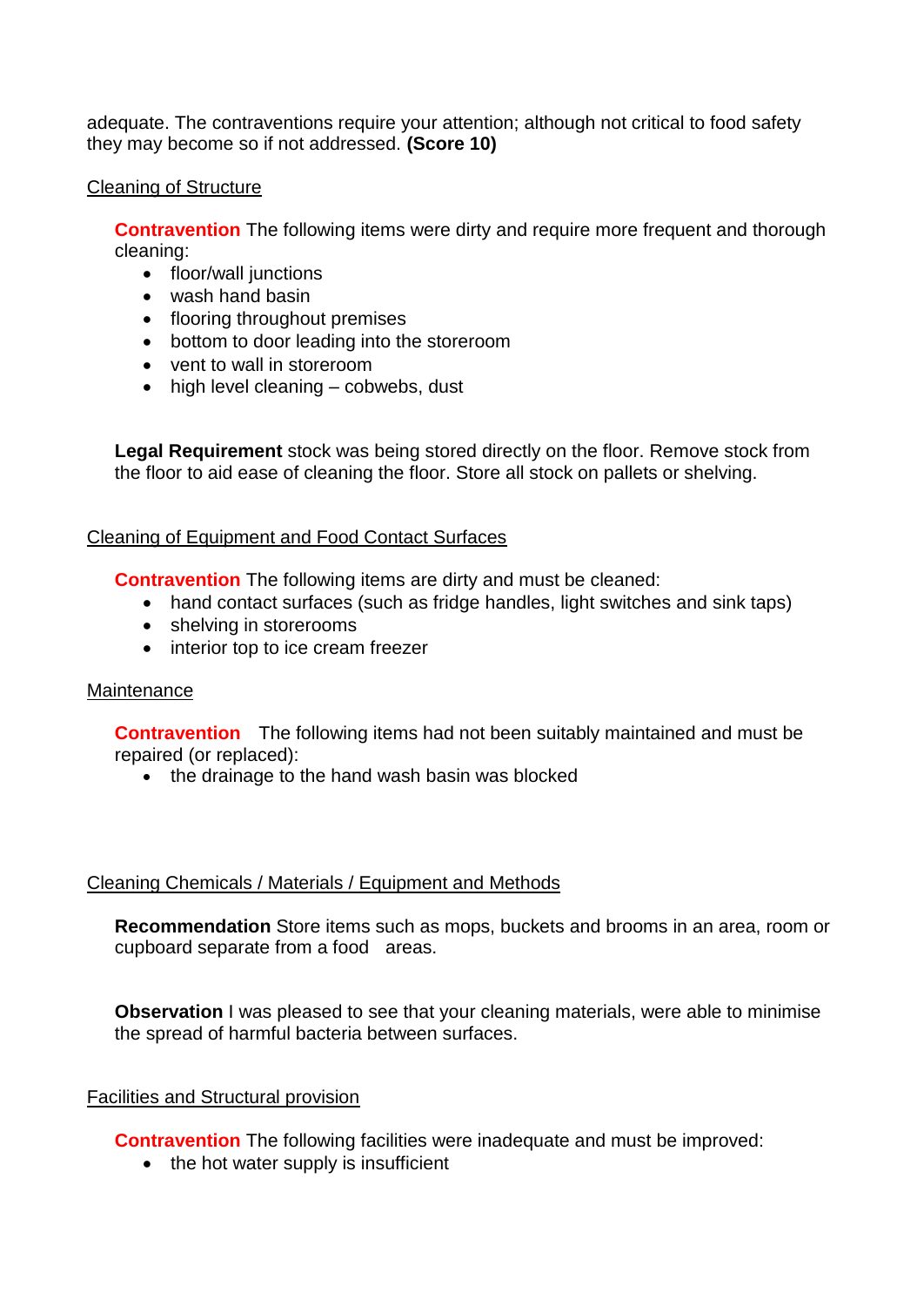adequate. The contraventions require your attention; although not critical to food safety they may become so if not addressed. **(Score 10)**

Cleaning of Structure

**Contravention** The following items were dirty and require more frequent and thorough cleaning:

- floor/wall junctions
- wash hand basin
- flooring throughout premises
- bottom to door leading into the storeroom
- vent to wall in storeroom
- high level cleaning – cobwebs, dust

**Legal Requirement** stock was being stored directly on the floor. Remove stock from the floor to aid ease of cleaning the floor. Store all stock on pallets or shelving.

Cleaning of Equipment and Food Contact Surfaces

**Contravention** The following items are dirty and must be cleaned:

- hand contact surfaces (such as fridge handles, light switches and sink taps)
- shelving in storerooms
- interior top to ice cream freezer

Maintenance

**Contravention** The following items had not been suitably maintained and must be repaired (or replaced):

- the drainage to the hand wash basin was blocked

Cleaning Chemicals / Materials / Equipment and Methods

**Recommendation** Store items such as mops, buckets and brooms in an area, room or cupboard separate from a food areas.

**Observation** I was pleased to see that your cleaning materials, were able to minimise the spread of harmful bacteria between surfaces.

Facilities and Structural provision

**Contravention** The following facilities were inadequate and must be improved:

- the hot water supply is insufficient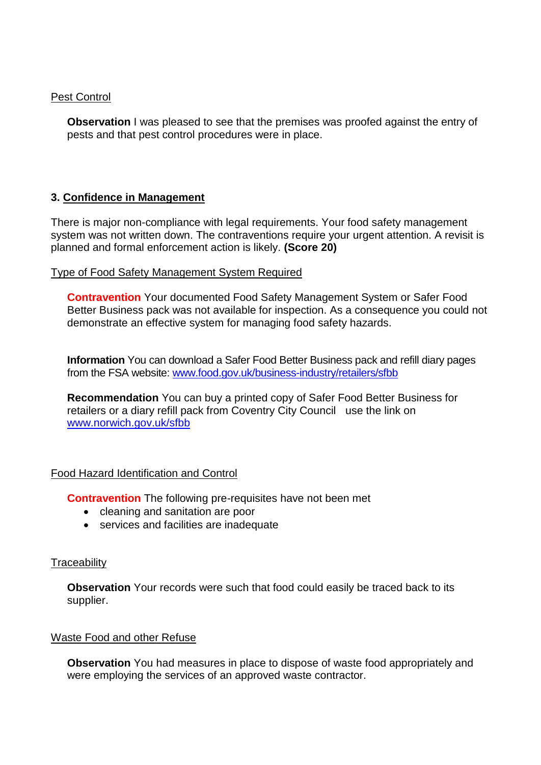Pest Control

**Observation** I was pleased to see that the premises was proofed against the entry of pests and that pest control procedures were in place.

## 3. Confidence in Management

There is major non-compliance with legal requirements. Your food safety management system was not written down. The contraventions require your urgent attention. A revisit is planned and formal enforcement action is likely. **(Score 20)**

Type of Food Safety Management System Required

**Contravention** Your documented Food Safety Management System or Safer Food Better Business pack was not available for inspection. As a consequence you could not demonstrate an effective system for managing food safety hazards.

**Information** You can download a Safer Food Better Business pack and refill diary pages from the FSA website: www.food.gov.uk/business-industry/retailers/sfbb

**Recommendation** You can buy a printed copy of Safer Food Better Business for retailers or a diary refill pack from Coventry City Council use the link on www.norwich.gov.uk/sfbb

Food Hazard Identification and Control

**Contravention** The following pre-requisites have not been met

- cleaning and sanitation are poor
- services and facilities are inadequate

Traceability

**Observation** Your records were such that food could easily be traced back to its supplier.

Waste Food and other Refuse

**Observation** You had measures in place to dispose of waste food appropriately and were employing the services of an approved waste contractor.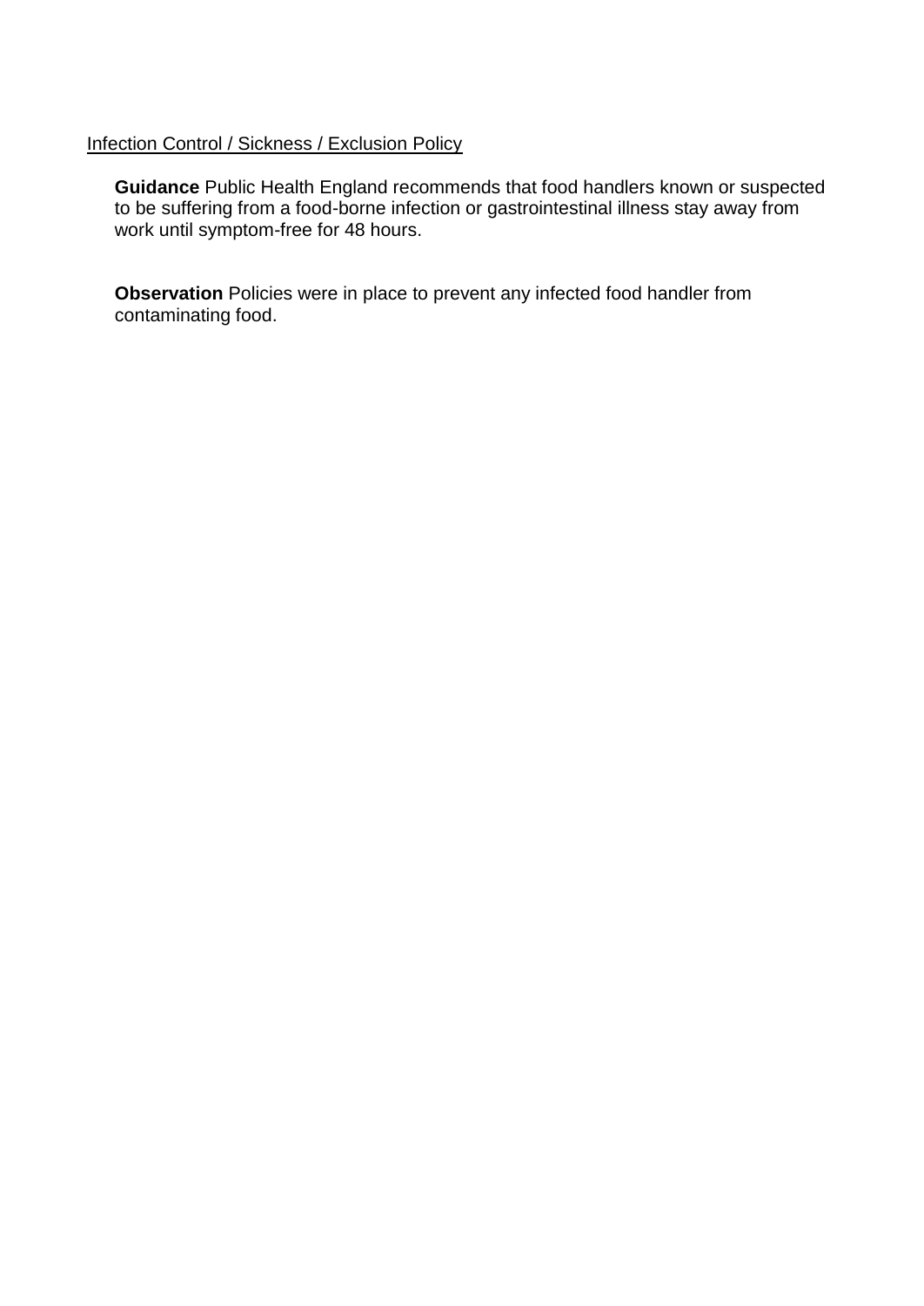<u>Infection Control / Sickness / Exclusion Policy</u>

**Guidance** Public Health England recommends that food handlers known or suspected to be suffering from a food-borne infection or gastrointestinal illness stay away from work until symptom-free for 48 hours.

**Observation** Policies were in place to prevent any infected food handler from contaminating food.